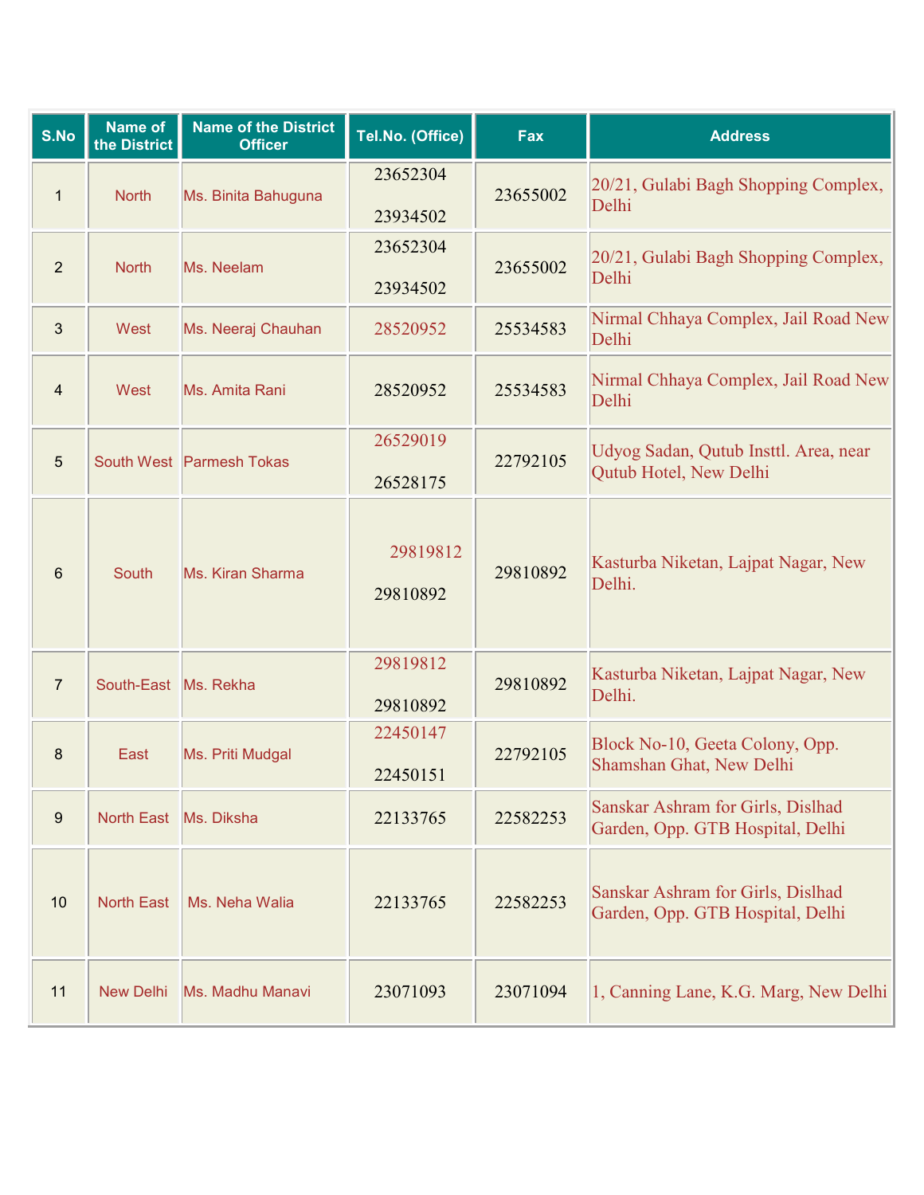| S.No | Name of the District | Name of the District Officer | Tel.No. (Office) | Fax | Address |
|---|---|---|---|---|---|
| 1 | North | Ms. Binita Bahuguna | 23652304<br>23934502 | 23655002 | 20/21, Gulabi Bagh Shopping Complex, Delhi |
| 2 | North | Ms. Neelam | 23652304<br>23934502 | 23655002 | 20/21, Gulabi Bagh Shopping Complex, Delhi |
| 3 | West | Ms. Neeraj Chauhan | 28520952 | 25534583 | Nirmal Chhaya Complex, Jail Road New Delhi |
| 4 | West | Ms. Amita Rani | 28520952 | 25534583 | Nirmal Chhaya Complex, Jail Road New Delhi |
| 5 | South West | Parmesh Tokas | 26529019<br>26528175 | 22792105 | Udyog Sadan, Qutub Insttl. Area, near Qutub Hotel, New Delhi |
| 6 | South | Ms. Kiran Sharma | 29819812<br>29810892 | 29810892 | Kasturba Niketan, Lajpat Nagar, New Delhi. |
| 7 | South-East | Ms. Rekha | 29819812<br>29810892 | 29810892 | Kasturba Niketan, Lajpat Nagar, New Delhi. |
| 8 | East | Ms. Priti Mudgal | 22450147<br>22450151 | 22792105 | Block No-10, Geeta Colony, Opp. Shamshan Ghat, New Delhi |
| 9 | North East | Ms. Diksha | 22133765 | 22582253 | Sanskar Ashram for Girls, Dislhad Garden, Opp. GTB Hospital, Delhi |
| 10 | North East | Ms. Neha Walia | 22133765 | 22582253 | Sanskar Ashram for Girls, Dislhad Garden, Opp. GTB Hospital, Delhi |
| 11 | New Delhi | Ms. Madhu Manavi | 23071093 | 23071094 | 1, Canning Lane, K.G. Marg, New Delhi |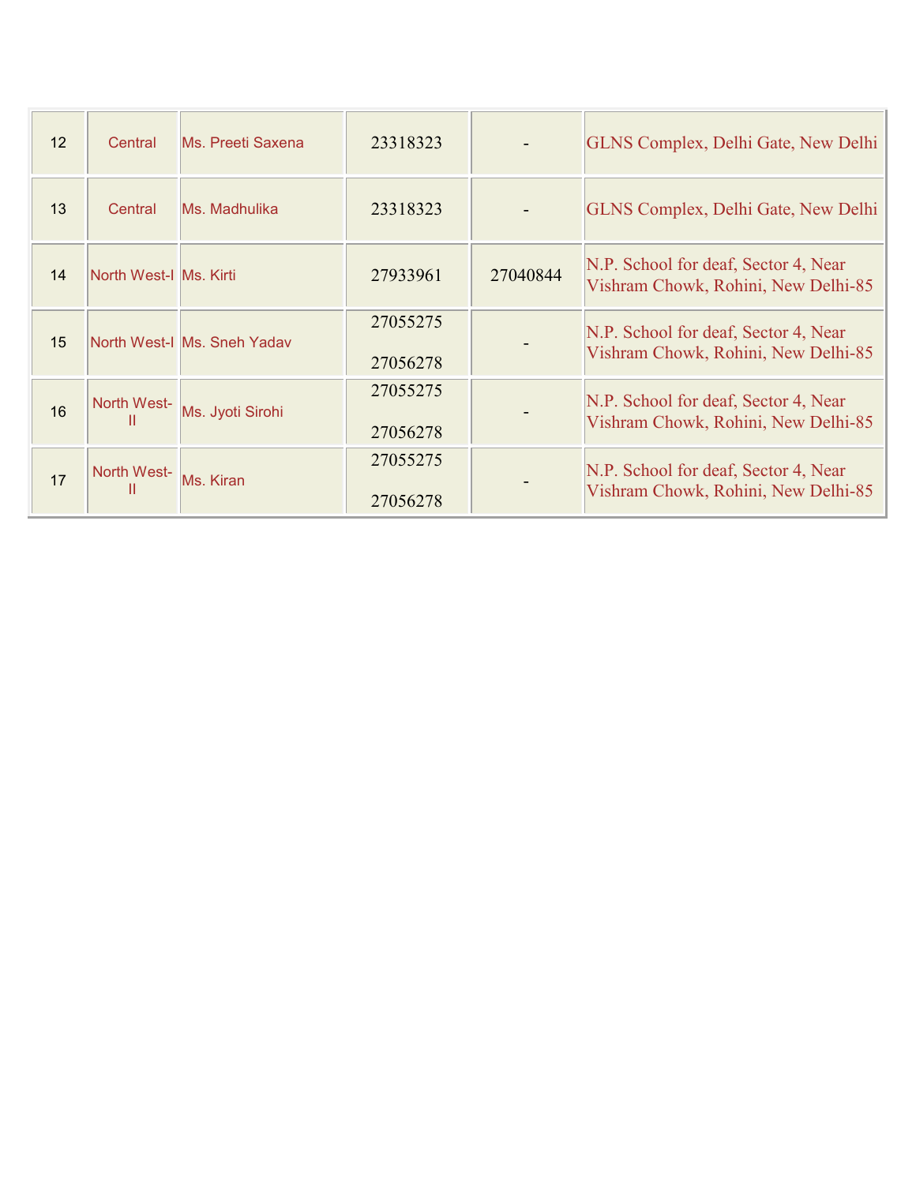| | | | | | |
|---|---|---|---|---|---|
| 12 | Central | Ms. Preeti Saxena | 23318323 | - | GLNS Complex, Delhi Gate, New Delhi |
| 13 | Central | Ms. Madhulika | 23318323 | - | GLNS Complex, Delhi Gate, New Delhi |
| 14 | North West-I | Ms. Kirti | 27933961 | 27040844 | N.P. School for deaf, Sector 4, Near Vishram Chowk, Rohini, New Delhi-85 |
| 15 | North West-I | Ms. Sneh Yadav | 27055275 27056278 | - | N.P. School for deaf, Sector 4, Near Vishram Chowk, Rohini, New Delhi-85 |
| 16 | North West-II | Ms. Jyoti Sirohi | 27055275 27056278 | - | N.P. School for deaf, Sector 4, Near Vishram Chowk, Rohini, New Delhi-85 |
| 17 | North West-II | Ms. Kiran | 27055275 27056278 | - | N.P. School for deaf, Sector 4, Near Vishram Chowk, Rohini, New Delhi-85 |